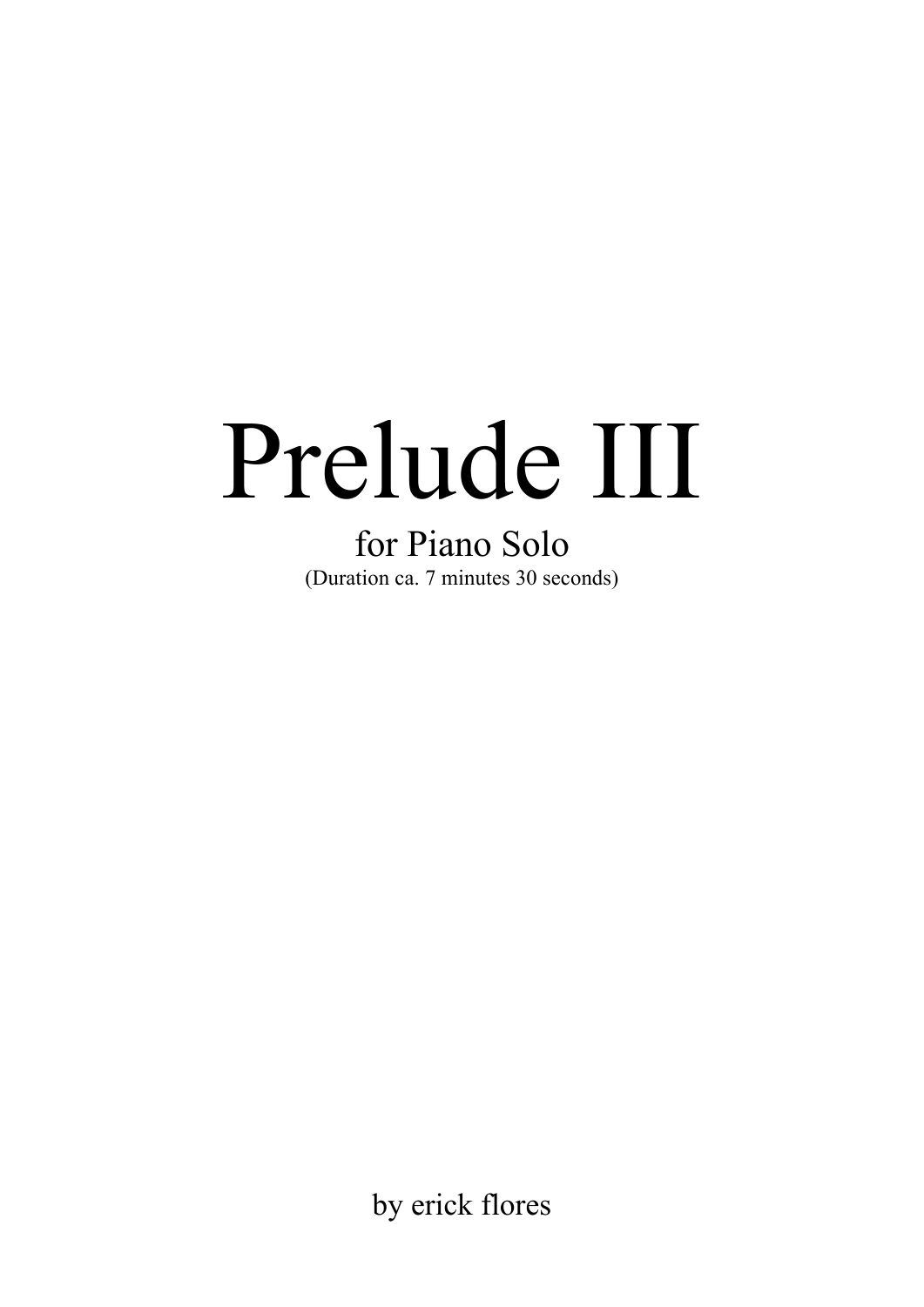# Prelude III

for Piano Solo

(Duration ca. 7 minutes 30 seconds)

by erick flores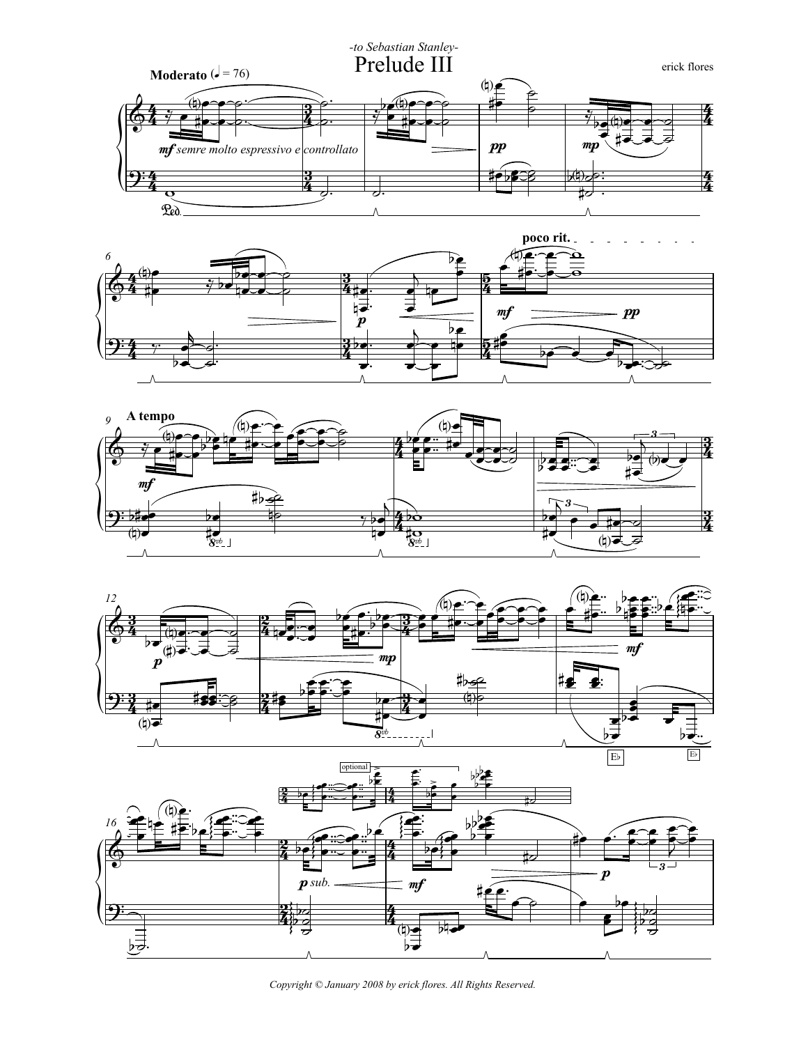-to Sebastian Stanley-

# Prelude III

erick flores

**Moderato** (♩ = 76)

*mf semre molto espressivo e controllato*

**poco rit.**

**A tempo**

optional

*Copyright © January 2008 by erick flores. All Rights Reserved.*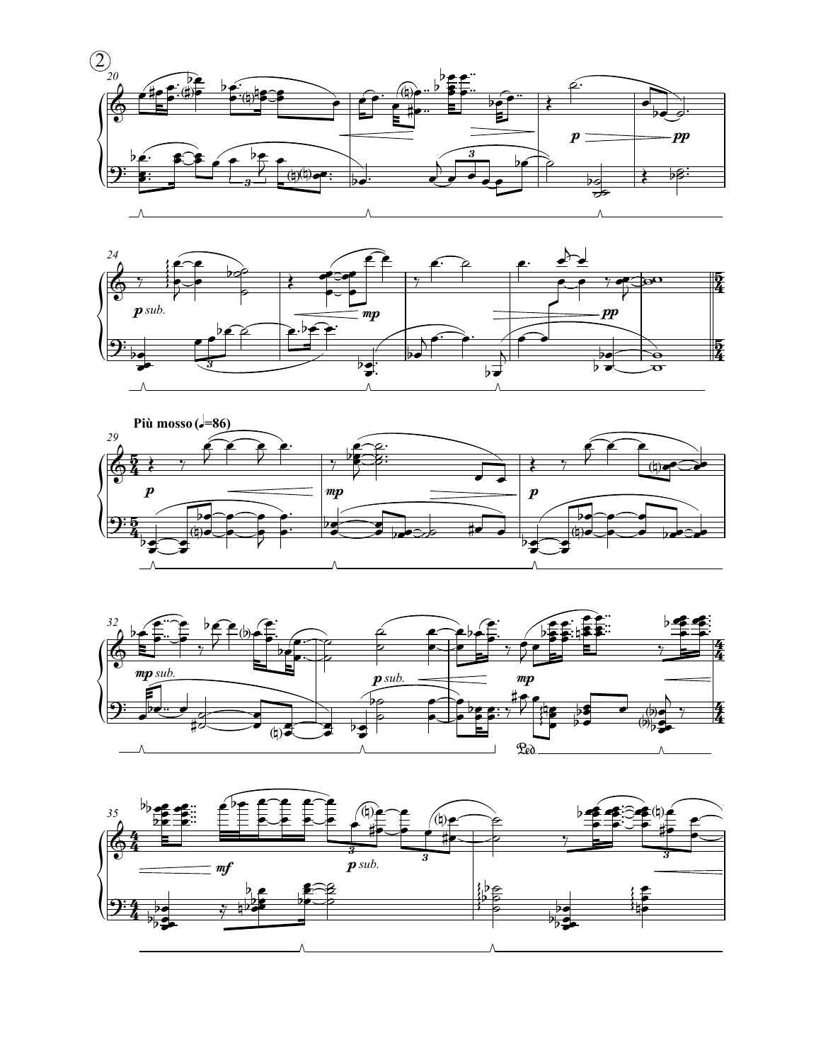**Più mosso** (𝅗𝅥=86)